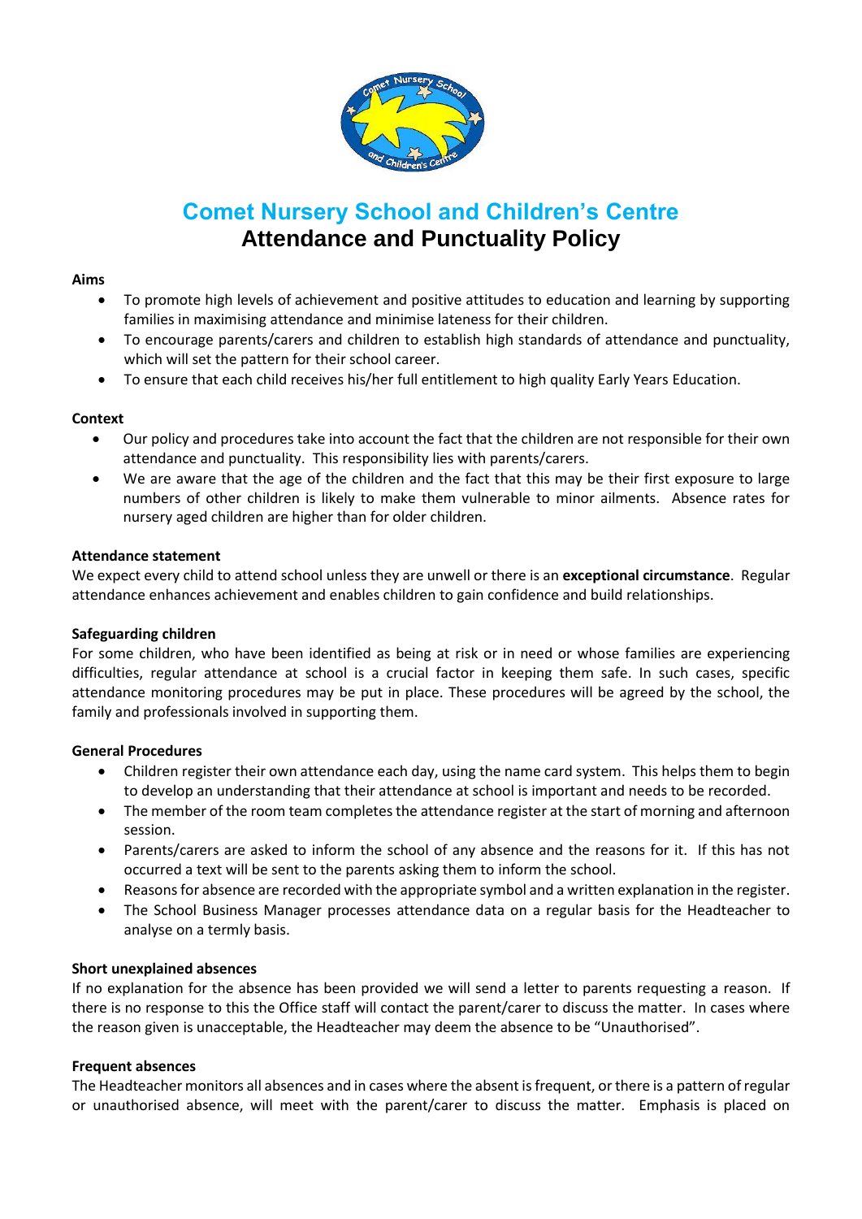# Comet Nursery School and Children's Centre

## Attendance and Punctuality Policy

**Aims**

- To promote high levels of achievement and positive attitudes to education and learning by supporting families in maximising attendance and minimise lateness for their children.
- To encourage parents/carers and children to establish high standards of attendance and punctuality, which will set the pattern for their school career.
- To ensure that each child receives his/her full entitlement to high quality Early Years Education.

**Context**

- Our policy and procedures take into account the fact that the children are not responsible for their own attendance and punctuality. This responsibility lies with parents/carers.
- We are aware that the age of the children and the fact that this may be their first exposure to large numbers of other children is likely to make them vulnerable to minor ailments. Absence rates for nursery aged children are higher than for older children.

**Attendance statement**

We expect every child to attend school unless they are unwell or there is an **exceptional circumstance**. Regular attendance enhances achievement and enables children to gain confidence and build relationships.

**Safeguarding children**

For some children, who have been identified as being at risk or in need or whose families are experiencing difficulties, regular attendance at school is a crucial factor in keeping them safe. In such cases, specific attendance monitoring procedures may be put in place. These procedures will be agreed by the school, the family and professionals involved in supporting them.

**General Procedures**

- Children register their own attendance each day, using the name card system. This helps them to begin to develop an understanding that their attendance at school is important and needs to be recorded.
- The member of the room team completes the attendance register at the start of morning and afternoon session.
- Parents/carers are asked to inform the school of any absence and the reasons for it. If this has not occurred a text will be sent to the parents asking them to inform the school.
- Reasons for absence are recorded with the appropriate symbol and a written explanation in the register.
- The School Business Manager processes attendance data on a regular basis for the Headteacher to analyse on a termly basis.

**Short unexplained absences**

If no explanation for the absence has been provided we will send a letter to parents requesting a reason. If there is no response to this the Office staff will contact the parent/carer to discuss the matter. In cases where the reason given is unacceptable, the Headteacher may deem the absence to be "Unauthorised".

**Frequent absences**

The Headteacher monitors all absences and in cases where the absent is frequent, or there is a pattern of regular or unauthorised absence, will meet with the parent/carer to discuss the matter. Emphasis is placed on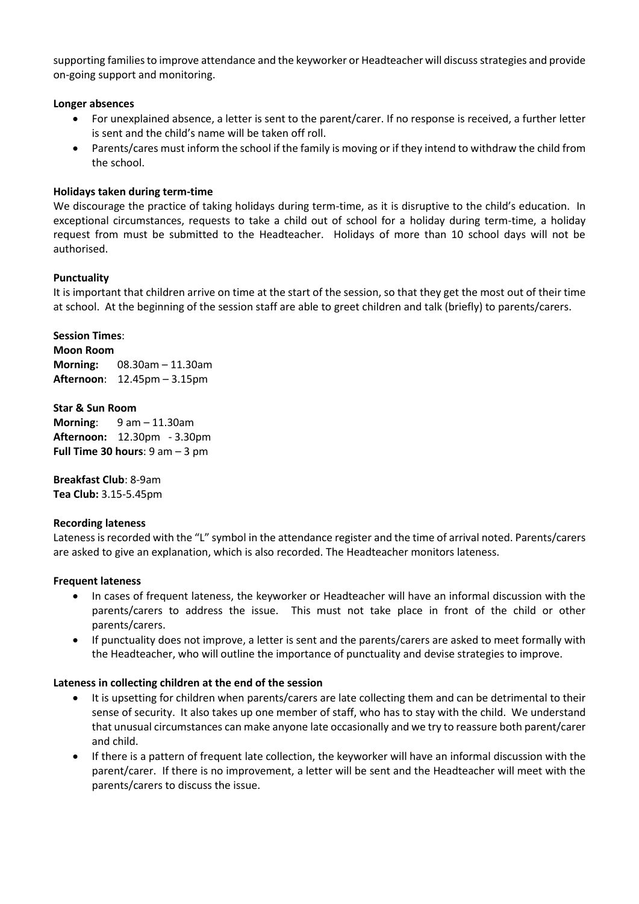supporting families to improve attendance and the keyworker or Headteacher will discuss strategies and provide on-going support and monitoring.

**Longer absences**

- For unexplained absence, a letter is sent to the parent/carer. If no response is received, a further letter is sent and the child's name will be taken off roll.
- Parents/cares must inform the school if the family is moving or if they intend to withdraw the child from the school.

**Holidays taken during term-time**

We discourage the practice of taking holidays during term-time, as it is disruptive to the child's education. In exceptional circumstances, requests to take a child out of school for a holiday during term-time, a holiday request from must be submitted to the Headteacher. Holidays of more than 10 school days will not be authorised.

**Punctuality**

It is important that children arrive on time at the start of the session, so that they get the most out of their time at school. At the beginning of the session staff are able to greet children and talk (briefly) to parents/carers.

**Session Times**:

**Moon Room**
**Morning:** 08.30am – 11.30am
**Afternoon**: 12.45pm – 3.15pm

**Star & Sun Room**
**Morning**: 9 am – 11.30am
**Afternoon:** 12.30pm - 3.30pm
**Full Time 30 hours**: 9 am – 3 pm

**Breakfast Club**: 8-9am
**Tea Club:** 3.15-5.45pm

**Recording lateness**

Lateness is recorded with the "L" symbol in the attendance register and the time of arrival noted. Parents/carers are asked to give an explanation, which is also recorded. The Headteacher monitors lateness.

**Frequent lateness**

- In cases of frequent lateness, the keyworker or Headteacher will have an informal discussion with the parents/carers to address the issue. This must not take place in front of the child or other parents/carers.
- If punctuality does not improve, a letter is sent and the parents/carers are asked to meet formally with the Headteacher, who will outline the importance of punctuality and devise strategies to improve.

**Lateness in collecting children at the end of the session**

- It is upsetting for children when parents/carers are late collecting them and can be detrimental to their sense of security. It also takes up one member of staff, who has to stay with the child. We understand that unusual circumstances can make anyone late occasionally and we try to reassure both parent/carer and child.
- If there is a pattern of frequent late collection, the keyworker will have an informal discussion with the parent/carer. If there is no improvement, a letter will be sent and the Headteacher will meet with the parents/carers to discuss the issue.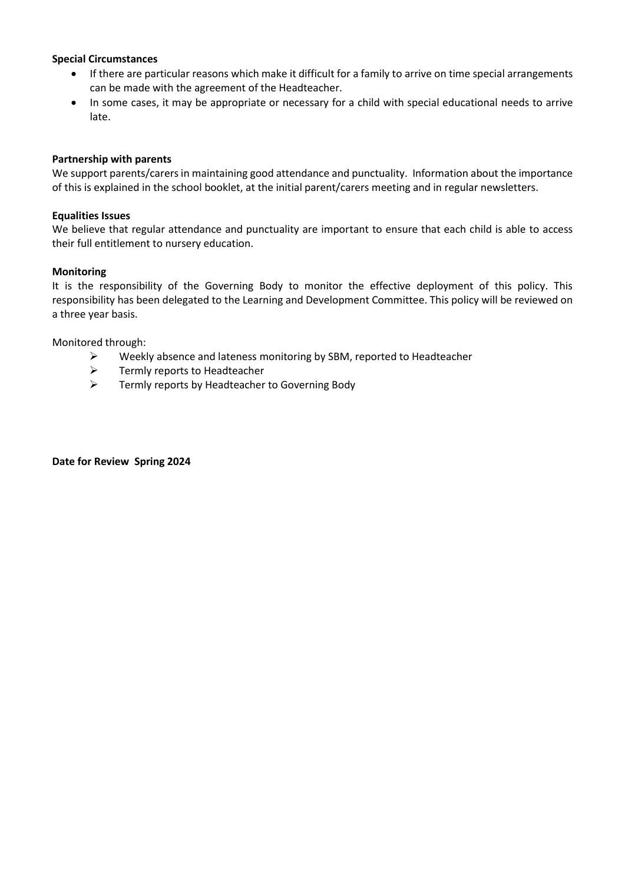**Special Circumstances**

- If there are particular reasons which make it difficult for a family to arrive on time special arrangements can be made with the agreement of the Headteacher.
- In some cases, it may be appropriate or necessary for a child with special educational needs to arrive late.

**Partnership with parents**

We support parents/carers in maintaining good attendance and punctuality. Information about the importance of this is explained in the school booklet, at the initial parent/carers meeting and in regular newsletters.

**Equalities Issues**

We believe that regular attendance and punctuality are important to ensure that each child is able to access their full entitlement to nursery education.

**Monitoring**

It is the responsibility of the Governing Body to monitor the effective deployment of this policy. This responsibility has been delegated to the Learning and Development Committee. This policy will be reviewed on a three year basis.

Monitored through:

- Weekly absence and lateness monitoring by SBM, reported to Headteacher
- Termly reports to Headteacher
- Termly reports by Headteacher to Governing Body

**Date for Review Spring 2024**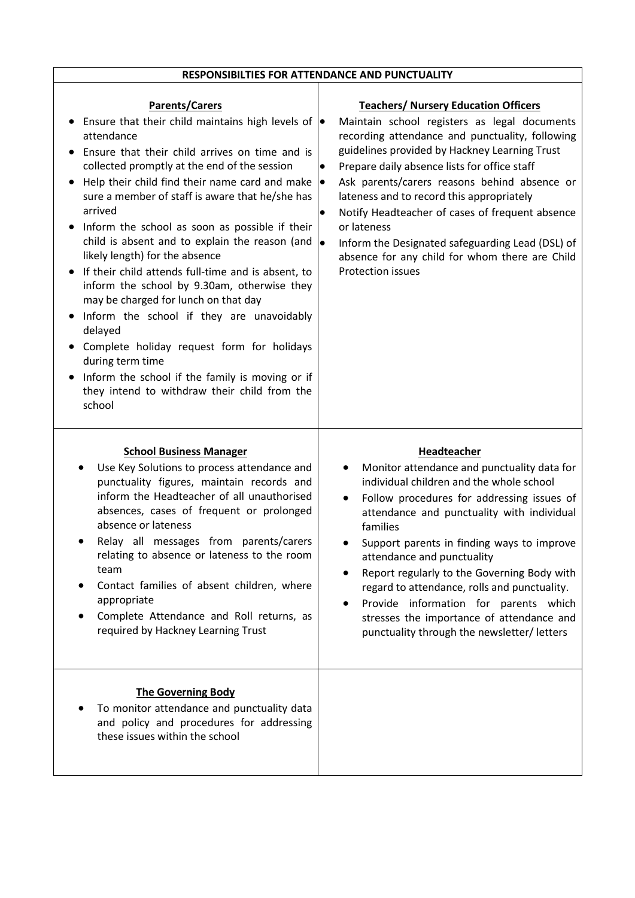## RESPONSIBILTIES FOR ATTENDANCE AND PUNCTUALITY

### Parents/Carers

- Ensure that their child maintains high levels of attendance
- Ensure that their child arrives on time and is collected promptly at the end of the session
- Help their child find their name card and make sure a member of staff is aware that he/she has arrived
- Inform the school as soon as possible if their child is absent and to explain the reason (and likely length) for the absence
- If their child attends full-time and is absent, to inform the school by 9.30am, otherwise they may be charged for lunch on that day
- Inform the school if they are unavoidably delayed
- Complete holiday request form for holidays during term time
- Inform the school if the family is moving or if they intend to withdraw their child from the school

### Teachers/ Nursery Education Officers

- Maintain school registers as legal documents recording attendance and punctuality, following guidelines provided by Hackney Learning Trust
- Prepare daily absence lists for office staff
- Ask parents/carers reasons behind absence or lateness and to record this appropriately
- Notify Headteacher of cases of frequent absence or lateness
- Inform the Designated safeguarding Lead (DSL) of absence for any child for whom there are Child Protection issues

### School Business Manager

- Use Key Solutions to process attendance and punctuality figures, maintain records and inform the Headteacher of all unauthorised absences, cases of frequent or prolonged absence or lateness
- Relay all messages from parents/carers relating to absence or lateness to the room team
- Contact families of absent children, where appropriate
- Complete Attendance and Roll returns, as required by Hackney Learning Trust

### Headteacher

- Monitor attendance and punctuality data for individual children and the whole school
- Follow procedures for addressing issues of attendance and punctuality with individual families
- Support parents in finding ways to improve attendance and punctuality
- Report regularly to the Governing Body with regard to attendance, rolls and punctuality.
- Provide information for parents which stresses the importance of attendance and punctuality through the newsletter/ letters

### The Governing Body

- To monitor attendance and punctuality data and policy and procedures for addressing these issues within the school